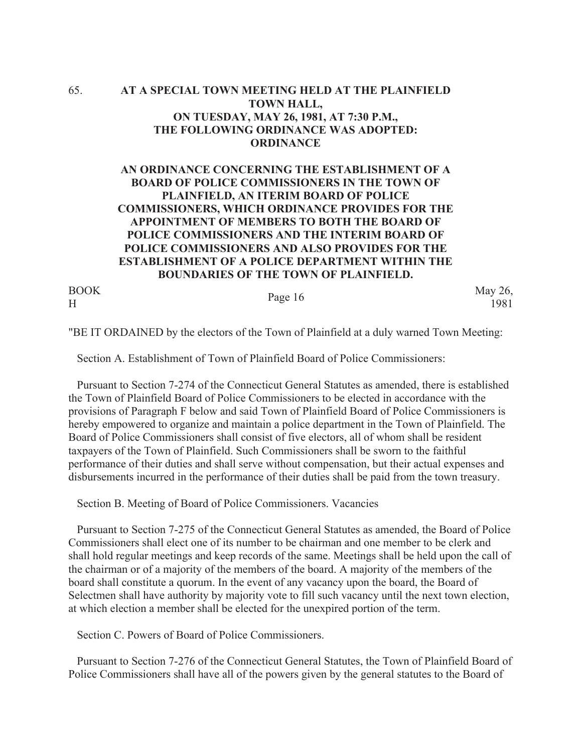65. **AT A SPECIAL TOWN MEETING HELD AT THE PLAINFIELD TOWN HALL, ON TUESDAY, MAY 26, 1981, AT 7:30 P.M., THE FOLLOWING ORDINANCE WAS ADOPTED: ORDINANCE**

**AN ORDINANCE CONCERNING THE ESTABLISHMENT OF A BOARD OF POLICE COMMISSIONERS IN THE TOWN OF PLAINFIELD, AN ITERIM BOARD OF POLICE COMMISSIONERS, WHICH ORDINANCE PROVIDES FOR THE APPOINTMENT OF MEMBERS TO BOTH THE BOARD OF POLICE COMMISSIONERS AND THE INTERIM BOARD OF POLICE COMMISSIONERS AND ALSO PROVIDES FOR THE ESTABLISHMENT OF A POLICE DEPARTMENT WITHIN THE BOUNDARIES OF THE TOWN OF PLAINFIELD.**

| BOOK H | Page 16 | May 26, 1981 |
|---|---|---|

"BE IT ORDAINED by the electors of the Town of Plainfield at a duly warned Town Meeting:

Section A. Establishment of Town of Plainfield Board of Police Commissioners:

Pursuant to Section 7-274 of the Connecticut General Statutes as amended, there is established the Town of Plainfield Board of Police Commissioners to be elected in accordance with the provisions of Paragraph F below and said Town of Plainfield Board of Police Commissioners is hereby empowered to organize and maintain a police department in the Town of Plainfield. The Board of Police Commissioners shall consist of five electors, all of whom shall be resident taxpayers of the Town of Plainfield. Such Commissioners shall be sworn to the faithful performance of their duties and shall serve without compensation, but their actual expenses and disbursements incurred in the performance of their duties shall be paid from the town treasury.

Section B. Meeting of Board of Police Commissioners. Vacancies

Pursuant to Section 7-275 of the Connecticut General Statutes as amended, the Board of Police Commissioners shall elect one of its number to be chairman and one member to be clerk and shall hold regular meetings and keep records of the same. Meetings shall be held upon the call of the chairman or of a majority of the members of the board. A majority of the members of the board shall constitute a quorum. In the event of any vacancy upon the board, the Board of Selectmen shall have authority by majority vote to fill such vacancy until the next town election, at which election a member shall be elected for the unexpired portion of the term.

Section C. Powers of Board of Police Commissioners.

Pursuant to Section 7-276 of the Connecticut General Statutes, the Town of Plainfield Board of Police Commissioners shall have all of the powers given by the general statutes to the Board of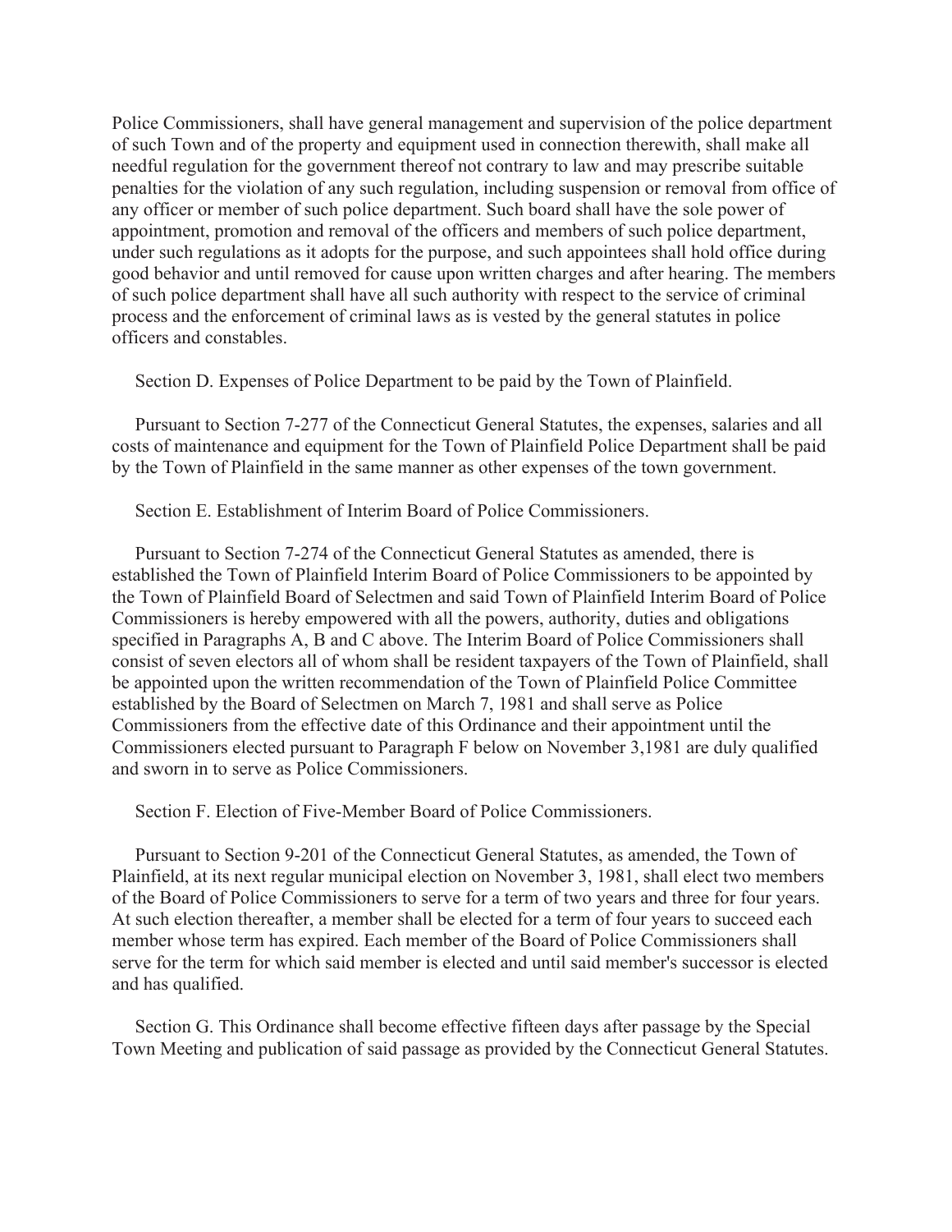Police Commissioners, shall have general management and supervision of the police department of such Town and of the property and equipment used in connection therewith, shall make all needful regulation for the government thereof not contrary to law and may prescribe suitable penalties for the violation of any such regulation, including suspension or removal from office of any officer or member of such police department. Such board shall have the sole power of appointment, promotion and removal of the officers and members of such police department, under such regulations as it adopts for the purpose, and such appointees shall hold office during good behavior and until removed for cause upon written charges and after hearing. The members of such police department shall have all such authority with respect to the service of criminal process and the enforcement of criminal laws as is vested by the general statutes in police officers and constables.

Section D. Expenses of Police Department to be paid by the Town of Plainfield.

Pursuant to Section 7-277 of the Connecticut General Statutes, the expenses, salaries and all costs of maintenance and equipment for the Town of Plainfield Police Department shall be paid by the Town of Plainfield in the same manner as other expenses of the town government.

Section E. Establishment of Interim Board of Police Commissioners.

Pursuant to Section 7-274 of the Connecticut General Statutes as amended, there is established the Town of Plainfield Interim Board of Police Commissioners to be appointed by the Town of Plainfield Board of Selectmen and said Town of Plainfield Interim Board of Police Commissioners is hereby empowered with all the powers, authority, duties and obligations specified in Paragraphs A, B and C above. The Interim Board of Police Commissioners shall consist of seven electors all of whom shall be resident taxpayers of the Town of Plainfield, shall be appointed upon the written recommendation of the Town of Plainfield Police Committee established by the Board of Selectmen on March 7, 1981 and shall serve as Police Commissioners from the effective date of this Ordinance and their appointment until the Commissioners elected pursuant to Paragraph F below on November 3,1981 are duly qualified and sworn in to serve as Police Commissioners.

Section F. Election of Five-Member Board of Police Commissioners.

Pursuant to Section 9-201 of the Connecticut General Statutes, as amended, the Town of Plainfield, at its next regular municipal election on November 3, 1981, shall elect two members of the Board of Police Commissioners to serve for a term of two years and three for four years. At such election thereafter, a member shall be elected for a term of four years to succeed each member whose term has expired. Each member of the Board of Police Commissioners shall serve for the term for which said member is elected and until said member's successor is elected and has qualified.

Section G. This Ordinance shall become effective fifteen days after passage by the Special Town Meeting and publication of said passage as provided by the Connecticut General Statutes.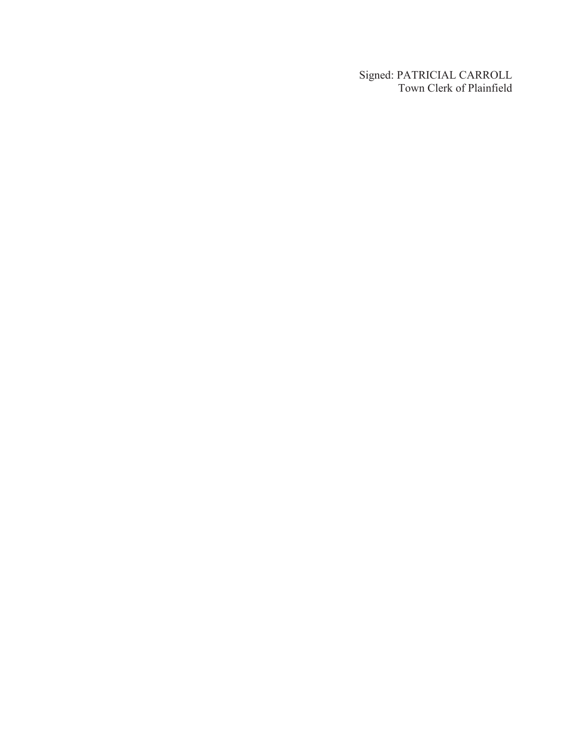Signed: PATRICIAL CARROLL
Town Clerk of Plainfield